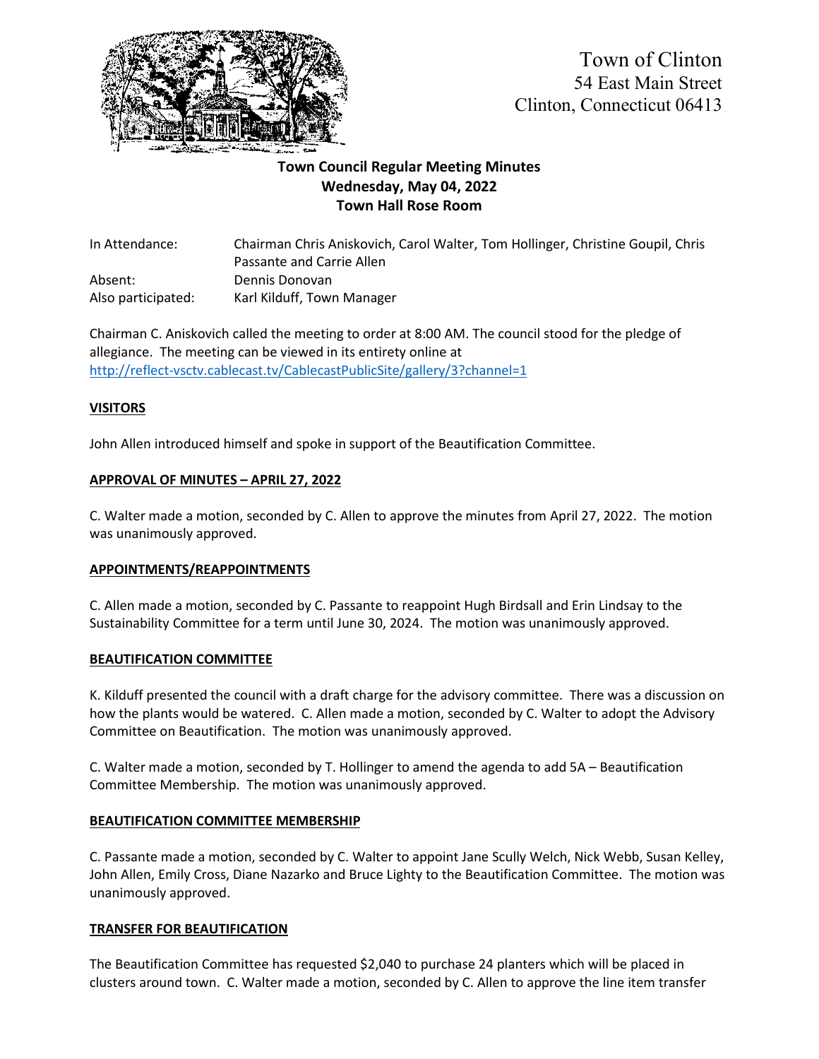Town of Clinton
54 East Main Street
Clinton, Connecticut 06413

# Town Council Regular Meeting Minutes
## Wednesday, May 04, 2022
## Town Hall Rose Room

| | |
|---|---|
| In Attendance: | Chairman Chris Aniskovich, Carol Walter, Tom Hollinger, Christine Goupil, Chris Passante and Carrie Allen |
| Absent: | Dennis Donovan |
| Also participated: | Karl Kilduff, Town Manager |

Chairman C. Aniskovich called the meeting to order at 8:00 AM. The council stood for the pledge of allegiance. The meeting can be viewed in its entirety online at http://reflect-vsctv.cablecast.tv/CablecastPublicSite/gallery/3?channel=1

**VISITORS**

John Allen introduced himself and spoke in support of the Beautification Committee.

**APPROVAL OF MINUTES – APRIL 27, 2022**

C. Walter made a motion, seconded by C. Allen to approve the minutes from April 27, 2022. The motion was unanimously approved.

**APPOINTMENTS/REAPPOINTMENTS**

C. Allen made a motion, seconded by C. Passante to reappoint Hugh Birdsall and Erin Lindsay to the Sustainability Committee for a term until June 30, 2024. The motion was unanimously approved.

**BEAUTIFICATION COMMITTEE**

K. Kilduff presented the council with a draft charge for the advisory committee. There was a discussion on how the plants would be watered. C. Allen made a motion, seconded by C. Walter to adopt the Advisory Committee on Beautification. The motion was unanimously approved.

C. Walter made a motion, seconded by T. Hollinger to amend the agenda to add 5A – Beautification Committee Membership. The motion was unanimously approved.

**BEAUTIFICATION COMMITTEE MEMBERSHIP**

C. Passante made a motion, seconded by C. Walter to appoint Jane Scully Welch, Nick Webb, Susan Kelley, John Allen, Emily Cross, Diane Nazarko and Bruce Lighty to the Beautification Committee. The motion was unanimously approved.

**TRANSFER FOR BEAUTIFICATION**

The Beautification Committee has requested $2,040 to purchase 24 planters which will be placed in clusters around town. C. Walter made a motion, seconded by C. Allen to approve the line item transfer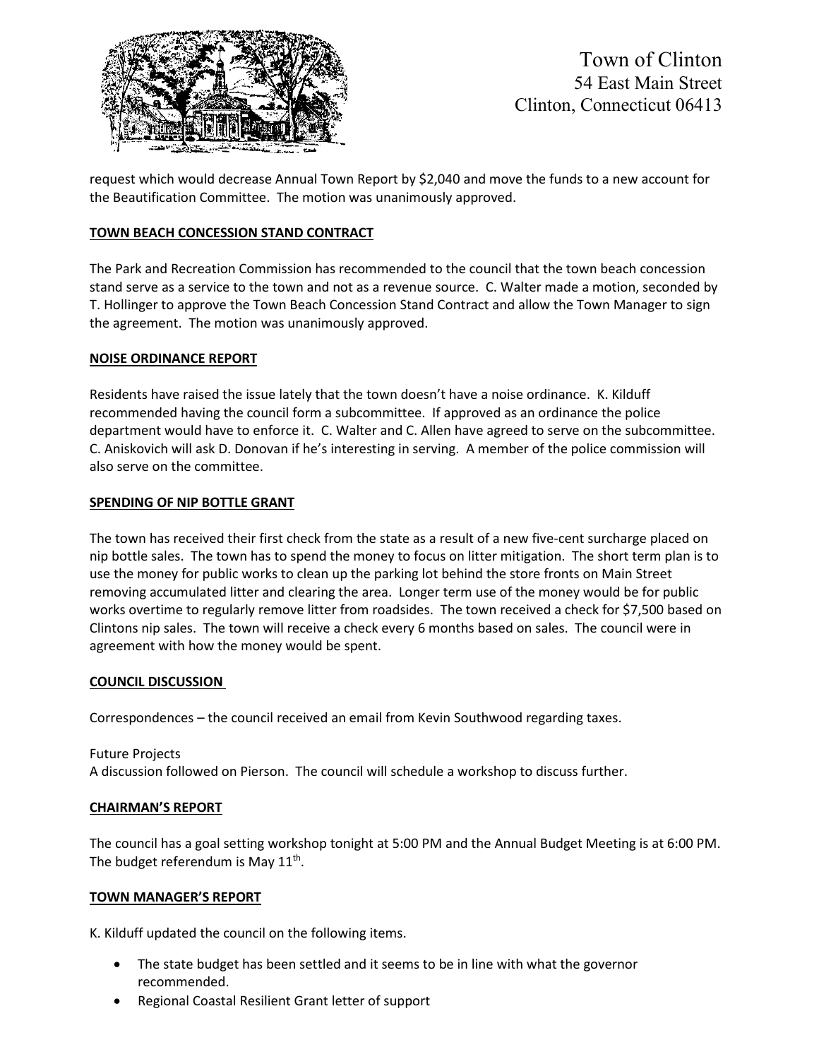request which would decrease Annual Town Report by $2,040 and move the funds to a new account for the Beautification Committee. The motion was unanimously approved.

## TOWN BEACH CONCESSION STAND CONTRACT

The Park and Recreation Commission has recommended to the council that the town beach concession stand serve as a service to the town and not as a revenue source. C. Walter made a motion, seconded by T. Hollinger to approve the Town Beach Concession Stand Contract and allow the Town Manager to sign the agreement. The motion was unanimously approved.

## NOISE ORDINANCE REPORT

Residents have raised the issue lately that the town doesn't have a noise ordinance. K. Kilduff recommended having the council form a subcommittee. If approved as an ordinance the police department would have to enforce it. C. Walter and C. Allen have agreed to serve on the subcommittee. C. Aniskovich will ask D. Donovan if he's interesting in serving. A member of the police commission will also serve on the committee.

## SPENDING OF NIP BOTTLE GRANT

The town has received their first check from the state as a result of a new five-cent surcharge placed on nip bottle sales. The town has to spend the money to focus on litter mitigation. The short term plan is to use the money for public works to clean up the parking lot behind the store fronts on Main Street removing accumulated litter and clearing the area. Longer term use of the money would be for public works overtime to regularly remove litter from roadsides. The town received a check for $7,500 based on Clintons nip sales. The town will receive a check every 6 months based on sales. The council were in agreement with how the money would be spent.

## COUNCIL DISCUSSION

Correspondences – the council received an email from Kevin Southwood regarding taxes.

Future Projects
A discussion followed on Pierson. The council will schedule a workshop to discuss further.

## CHAIRMAN'S REPORT

The council has a goal setting workshop tonight at 5:00 PM and the Annual Budget Meeting is at 6:00 PM. The budget referendum is May 11th.

## TOWN MANAGER'S REPORT

K. Kilduff updated the council on the following items.

- The state budget has been settled and it seems to be in line with what the governor recommended.
- Regional Coastal Resilient Grant letter of support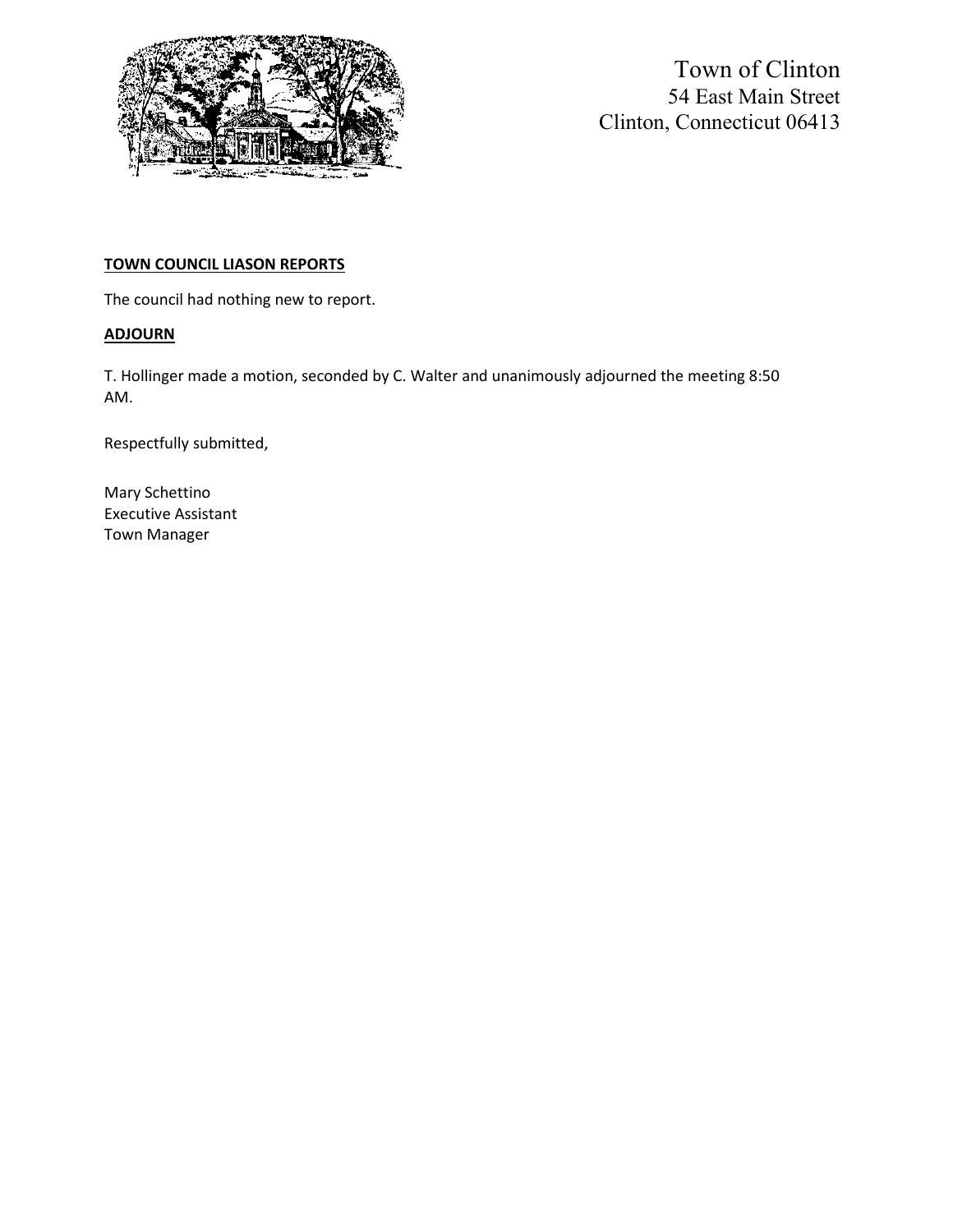Town of Clinton
54 East Main Street
Clinton, Connecticut 06413

**TOWN COUNCIL LIASON REPORTS**

The council had nothing new to report.

**ADJOURN**

T. Hollinger made a motion, seconded by C. Walter and unanimously adjourned the meeting 8:50 AM.

Respectfully submitted,

Mary Schettino
Executive Assistant
Town Manager